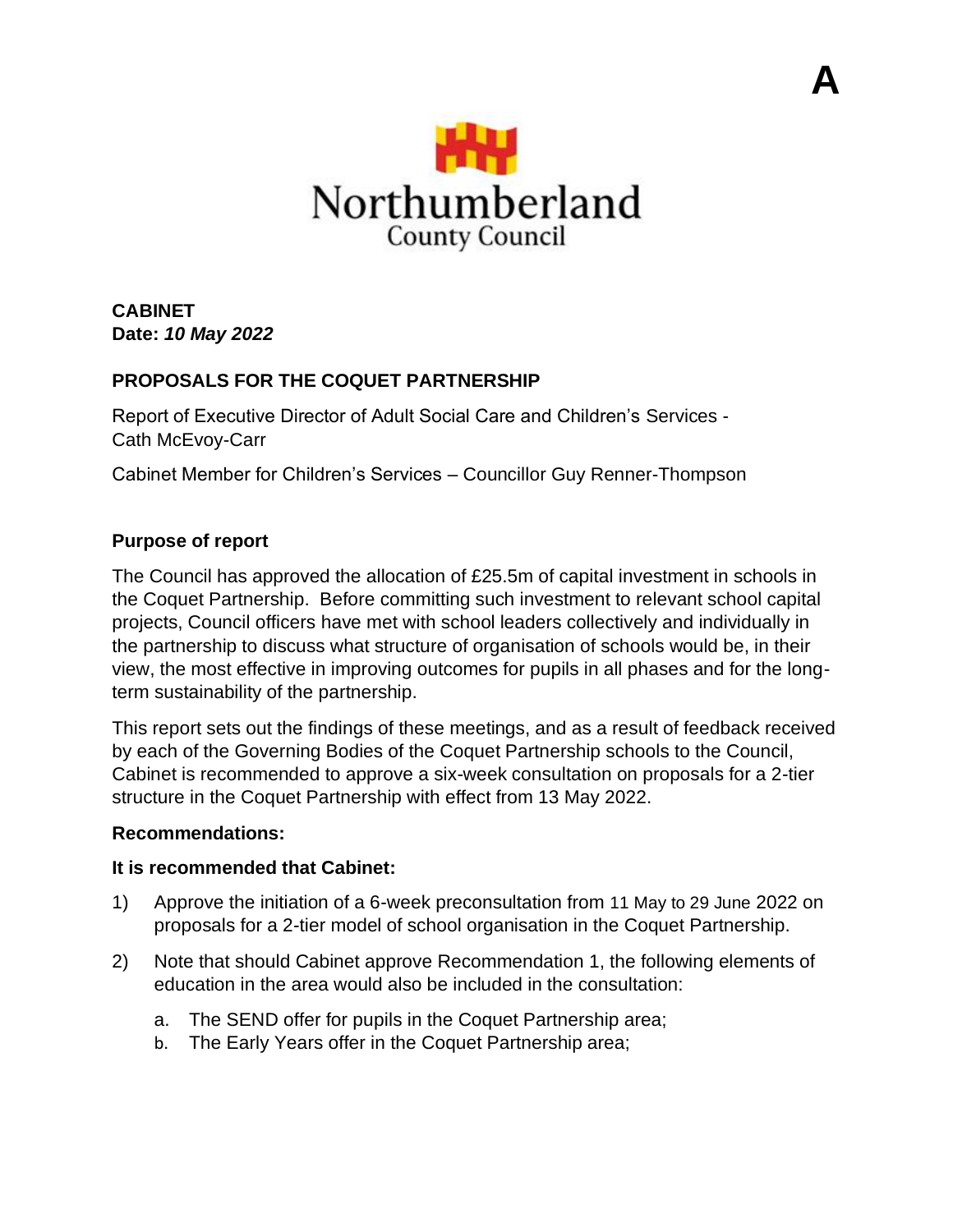A

Northumberland
County Council

**CABINET**
**Date:** ***10 May 2022***

## PROPOSALS FOR THE COQUET PARTNERSHIP

Report of Executive Director of Adult Social Care and Children's Services - Cath McEvoy-Carr

Cabinet Member for Children's Services – Councillor Guy Renner-Thompson

### Purpose of report

The Council has approved the allocation of £25.5m of capital investment in schools in the Coquet Partnership. Before committing such investment to relevant school capital projects, Council officers have met with school leaders collectively and individually in the partnership to discuss what structure of organisation of schools would be, in their view, the most effective in improving outcomes for pupils in all phases and for the long-term sustainability of the partnership.

This report sets out the findings of these meetings, and as a result of feedback received by each of the Governing Bodies of the Coquet Partnership schools to the Council, Cabinet is recommended to approve a six-week consultation on proposals for a 2-tier structure in the Coquet Partnership with effect from 13 May 2022.

### Recommendations:

**It is recommended that Cabinet:**

1) Approve the initiation of a 6-week preconsultation from 11 May to 29 June 2022 on proposals for a 2-tier model of school organisation in the Coquet Partnership.
2) Note that should Cabinet approve Recommendation 1, the following elements of education in the area would also be included in the consultation:
   a. The SEND offer for pupils in the Coquet Partnership area;
   b. The Early Years offer in the Coquet Partnership area;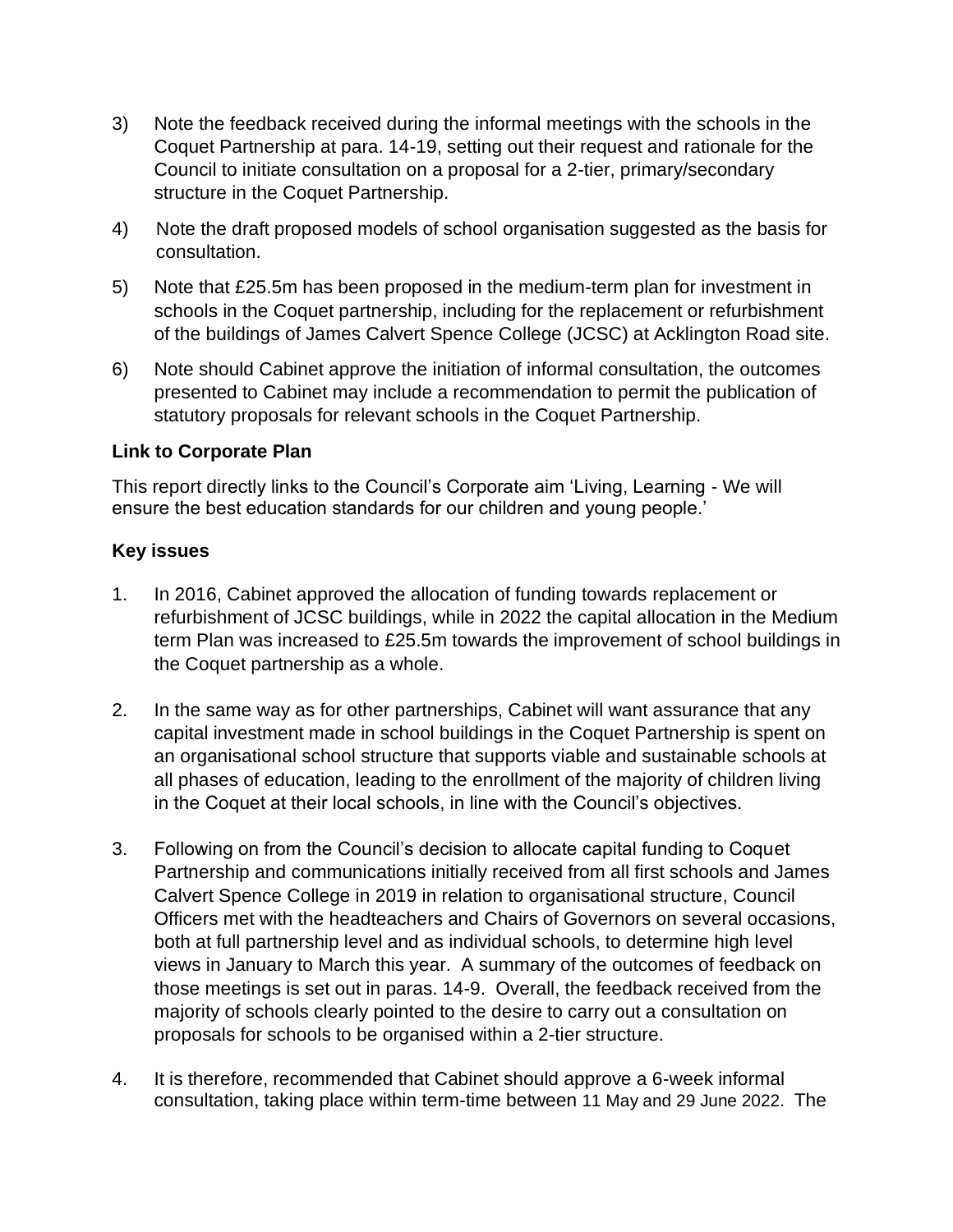3) Note the feedback received during the informal meetings with the schools in the Coquet Partnership at para. 14-19, setting out their request and rationale for the Council to initiate consultation on a proposal for a 2-tier, primary/secondary structure in the Coquet Partnership.

4) Note the draft proposed models of school organisation suggested as the basis for consultation.

5) Note that £25.5m has been proposed in the medium-term plan for investment in schools in the Coquet partnership, including for the replacement or refurbishment of the buildings of James Calvert Spence College (JCSC) at Acklington Road site.

6) Note should Cabinet approve the initiation of informal consultation, the outcomes presented to Cabinet may include a recommendation to permit the publication of statutory proposals for relevant schools in the Coquet Partnership.

**Link to Corporate Plan**

This report directly links to the Council's Corporate aim 'Living, Learning - We will ensure the best education standards for our children and young people.'

**Key issues**

1. In 2016, Cabinet approved the allocation of funding towards replacement or refurbishment of JCSC buildings, while in 2022 the capital allocation in the Medium term Plan was increased to £25.5m towards the improvement of school buildings in the Coquet partnership as a whole.

2. In the same way as for other partnerships, Cabinet will want assurance that any capital investment made in school buildings in the Coquet Partnership is spent on an organisational school structure that supports viable and sustainable schools at all phases of education, leading to the enrollment of the majority of children living in the Coquet at their local schools, in line with the Council's objectives.

3. Following on from the Council's decision to allocate capital funding to Coquet Partnership and communications initially received from all first schools and James Calvert Spence College in 2019 in relation to organisational structure, Council Officers met with the headteachers and Chairs of Governors on several occasions, both at full partnership level and as individual schools, to determine high level views in January to March this year. A summary of the outcomes of feedback on those meetings is set out in paras. 14-9. Overall, the feedback received from the majority of schools clearly pointed to the desire to carry out a consultation on proposals for schools to be organised within a 2-tier structure.

4. It is therefore, recommended that Cabinet should approve a 6-week informal consultation, taking place within term-time between 11 May and 29 June 2022. The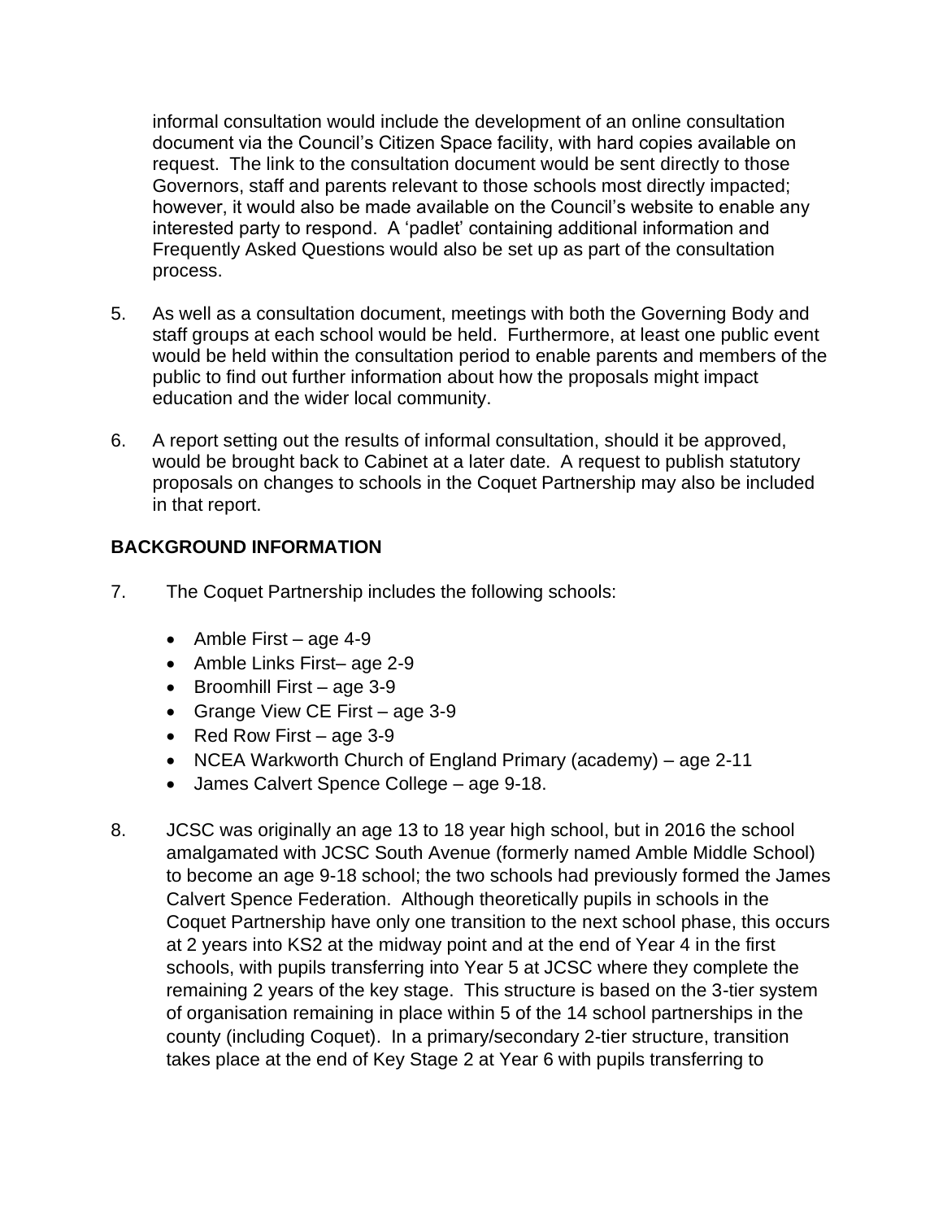informal consultation would include the development of an online consultation document via the Council's Citizen Space facility, with hard copies available on request. The link to the consultation document would be sent directly to those Governors, staff and parents relevant to those schools most directly impacted; however, it would also be made available on the Council's website to enable any interested party to respond. A 'padlet' containing additional information and Frequently Asked Questions would also be set up as part of the consultation process.

5. As well as a consultation document, meetings with both the Governing Body and staff groups at each school would be held. Furthermore, at least one public event would be held within the consultation period to enable parents and members of the public to find out further information about how the proposals might impact education and the wider local community.

6. A report setting out the results of informal consultation, should it be approved, would be brought back to Cabinet at a later date. A request to publish statutory proposals on changes to schools in the Coquet Partnership may also be included in that report.

## BACKGROUND INFORMATION

7. The Coquet Partnership includes the following schools:

   - Amble First – age 4-9
   - Amble Links First– age 2-9
   - Broomhill First – age 3-9
   - Grange View CE First – age 3-9
   - Red Row First – age 3-9
   - NCEA Warkworth Church of England Primary (academy) – age 2-11
   - James Calvert Spence College – age 9-18.

8. JCSC was originally an age 13 to 18 year high school, but in 2016 the school amalgamated with JCSC South Avenue (formerly named Amble Middle School) to become an age 9-18 school; the two schools had previously formed the James Calvert Spence Federation. Although theoretically pupils in schools in the Coquet Partnership have only one transition to the next school phase, this occurs at 2 years into KS2 at the midway point and at the end of Year 4 in the first schools, with pupils transferring into Year 5 at JCSC where they complete the remaining 2 years of the key stage. This structure is based on the 3-tier system of organisation remaining in place within 5 of the 14 school partnerships in the county (including Coquet). In a primary/secondary 2-tier structure, transition takes place at the end of Key Stage 2 at Year 6 with pupils transferring to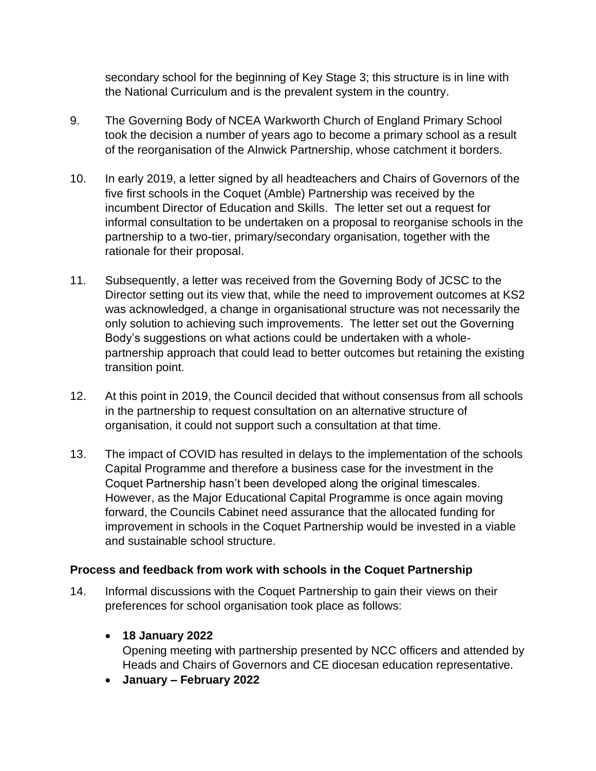secondary school for the beginning of Key Stage 3; this structure is in line with the National Curriculum and is the prevalent system in the country.

9. The Governing Body of NCEA Warkworth Church of England Primary School took the decision a number of years ago to become a primary school as a result of the reorganisation of the Alnwick Partnership, whose catchment it borders.

10. In early 2019, a letter signed by all headteachers and Chairs of Governors of the five first schools in the Coquet (Amble) Partnership was received by the incumbent Director of Education and Skills. The letter set out a request for informal consultation to be undertaken on a proposal to reorganise schools in the partnership to a two-tier, primary/secondary organisation, together with the rationale for their proposal.

11. Subsequently, a letter was received from the Governing Body of JCSC to the Director setting out its view that, while the need to improvement outcomes at KS2 was acknowledged, a change in organisational structure was not necessarily the only solution to achieving such improvements. The letter set out the Governing Body's suggestions on what actions could be undertaken with a whole-partnership approach that could lead to better outcomes but retaining the existing transition point.

12. At this point in 2019, the Council decided that without consensus from all schools in the partnership to request consultation on an alternative structure of organisation, it could not support such a consultation at that time.

13. The impact of COVID has resulted in delays to the implementation of the schools Capital Programme and therefore a business case for the investment in the Coquet Partnership hasn't been developed along the original timescales. However, as the Major Educational Capital Programme is once again moving forward, the Councils Cabinet need assurance that the allocated funding for improvement in schools in the Coquet Partnership would be invested in a viable and sustainable school structure.

**Process and feedback from work with schools in the Coquet Partnership**

14. Informal discussions with the Coquet Partnership to gain their views on their preferences for school organisation took place as follows:

   - **18 January 2022**
     Opening meeting with partnership presented by NCC officers and attended by Heads and Chairs of Governors and CE diocesan education representative.
   - **January – February 2022**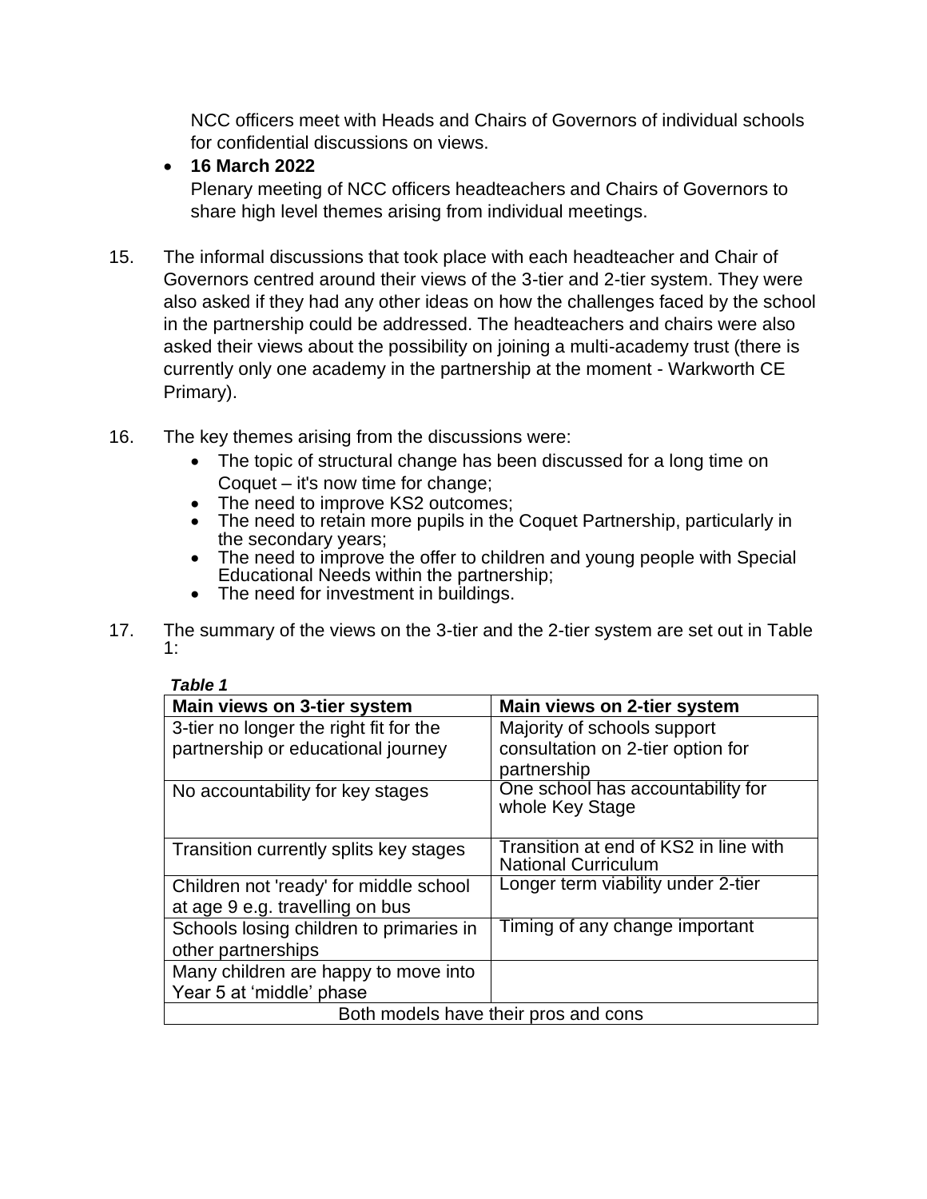NCC officers meet with Heads and Chairs of Governors of individual schools for confidential discussions on views.

- **16 March 2022**
  Plenary meeting of NCC officers headteachers and Chairs of Governors to share high level themes arising from individual meetings.

15. The informal discussions that took place with each headteacher and Chair of Governors centred around their views of the 3-tier and 2-tier system. They were also asked if they had any other ideas on how the challenges faced by the school in the partnership could be addressed. The headteachers and chairs were also asked their views about the possibility on joining a multi-academy trust (there is currently only one academy in the partnership at the moment - Warkworth CE Primary).

16. The key themes arising from the discussions were:
    - The topic of structural change has been discussed for a long time on Coquet – it's now time for change;
    - The need to improve KS2 outcomes;
    - The need to retain more pupils in the Coquet Partnership, particularly in the secondary years;
    - The need to improve the offer to children and young people with Special Educational Needs within the partnership;
    - The need for investment in buildings.

17. The summary of the views on the 3-tier and the 2-tier system are set out in Table 1:

***Table 1***

| Main views on 3-tier system | Main views on 2-tier system |
|---|---|
| 3-tier no longer the right fit for the partnership or educational journey | Majority of schools support consultation on 2-tier option for partnership |
| No accountability for key stages | One school has accountability for whole Key Stage |
| Transition currently splits key stages | Transition at end of KS2 in line with National Curriculum |
| Children not 'ready' for middle school at age 9 e.g. travelling on bus | Longer term viability under 2-tier |
| Schools losing children to primaries in other partnerships | Timing of any change important |
| Many children are happy to move into Year 5 at 'middle' phase | |
| Both models have their pros and cons | |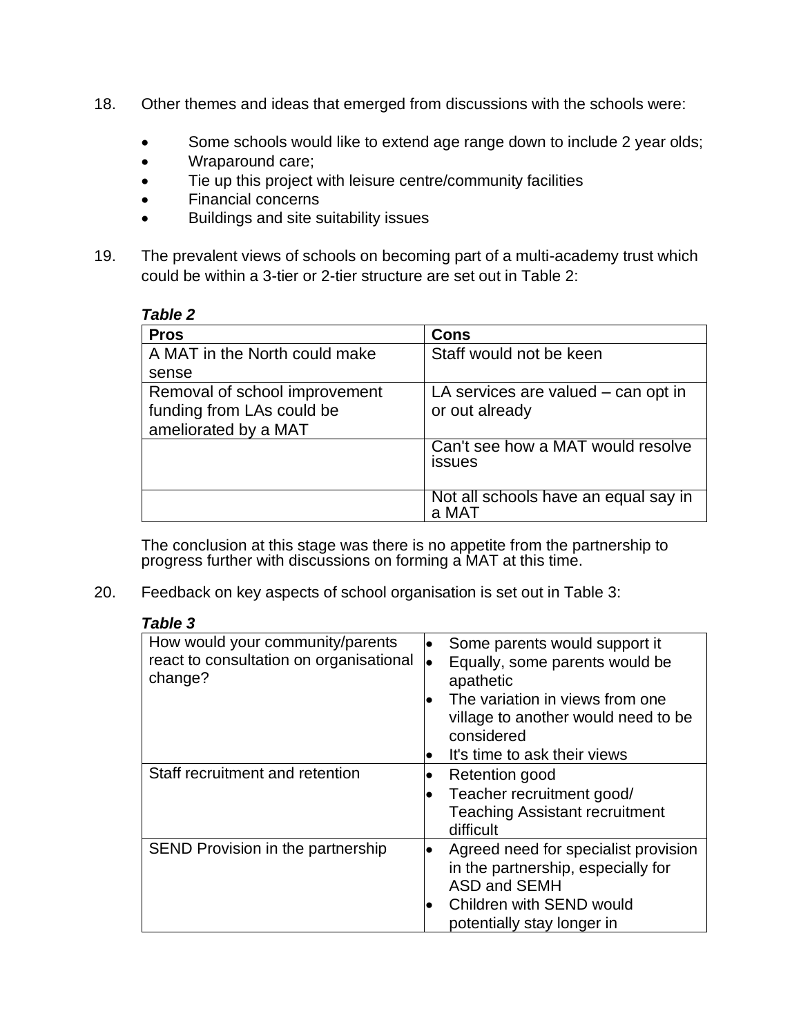18. Other themes and ideas that emerged from discussions with the schools were:

- Some schools would like to extend age range down to include 2 year olds;
- Wraparound care;
- Tie up this project with leisure centre/community facilities
- Financial concerns
- Buildings and site suitability issues

19. The prevalent views of schools on becoming part of a multi-academy trust which could be within a 3-tier or 2-tier structure are set out in Table 2:

***Table 2***

| Pros | Cons |
|---|---|
| A MAT in the North could make sense | Staff would not be keen |
| Removal of school improvement funding from LAs could be ameliorated by a MAT | LA services are valued – can opt in or out already |
| | Can't see how a MAT would resolve issues |
| | Not all schools have an equal say in a MAT |

The conclusion at this stage was there is no appetite from the partnership to progress further with discussions on forming a MAT at this time.

20. Feedback on key aspects of school organisation is set out in Table 3:

***Table 3***

| | |
|---|---|
| How would your community/parents react to consultation on organisational change? | • Some parents would support it<br>• Equally, some parents would be apathetic<br>• The variation in views from one village to another would need to be considered<br>• It's time to ask their views |
| Staff recruitment and retention | • Retention good<br>• Teacher recruitment good/ Teaching Assistant recruitment difficult |
| SEND Provision in the partnership | • Agreed need for specialist provision in the partnership, especially for ASD and SEMH<br>• Children with SEND would potentially stay longer in |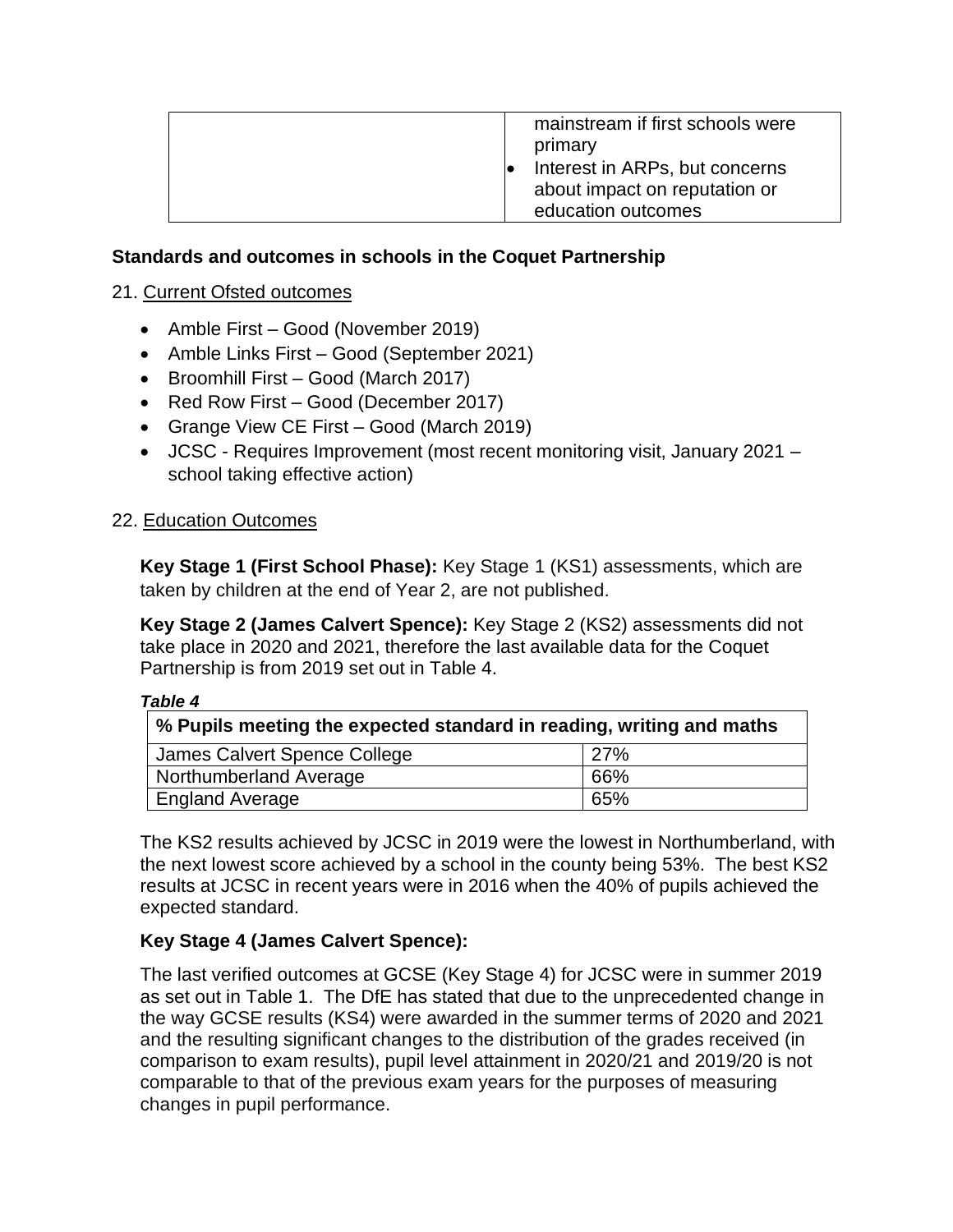|  | mainstream if first schools were primary<br>• Interest in ARPs, but concerns about impact on reputation or education outcomes |
|---|---|

**Standards and outcomes in schools in the Coquet Partnership**

21. Current Ofsted outcomes

- Amble First – Good (November 2019)
- Amble Links First – Good (September 2021)
- Broomhill First – Good (March 2017)
- Red Row First – Good (December 2017)
- Grange View CE First – Good (March 2019)
- JCSC - Requires Improvement (most recent monitoring visit, January 2021 – school taking effective action)

22. Education Outcomes

**Key Stage 1 (First School Phase):** Key Stage 1 (KS1) assessments, which are taken by children at the end of Year 2, are not published.

**Key Stage 2 (James Calvert Spence):** Key Stage 2 (KS2) assessments did not take place in 2020 and 2021, therefore the last available data for the Coquet Partnership is from 2019 set out in Table 4.

***Table 4***

| % Pupils meeting the expected standard in reading, writing and maths | |
|---|---|
| James Calvert Spence College | 27% |
| Northumberland Average | 66% |
| England Average | 65% |

The KS2 results achieved by JCSC in 2019 were the lowest in Northumberland, with the next lowest score achieved by a school in the county being 53%. The best KS2 results at JCSC in recent years were in 2016 when the 40% of pupils achieved the expected standard.

**Key Stage 4 (James Calvert Spence):**

The last verified outcomes at GCSE (Key Stage 4) for JCSC were in summer 2019 as set out in Table 1. The DfE has stated that due to the unprecedented change in the way GCSE results (KS4) were awarded in the summer terms of 2020 and 2021 and the resulting significant changes to the distribution of the grades received (in comparison to exam results), pupil level attainment in 2020/21 and 2019/20 is not comparable to that of the previous exam years for the purposes of measuring changes in pupil performance.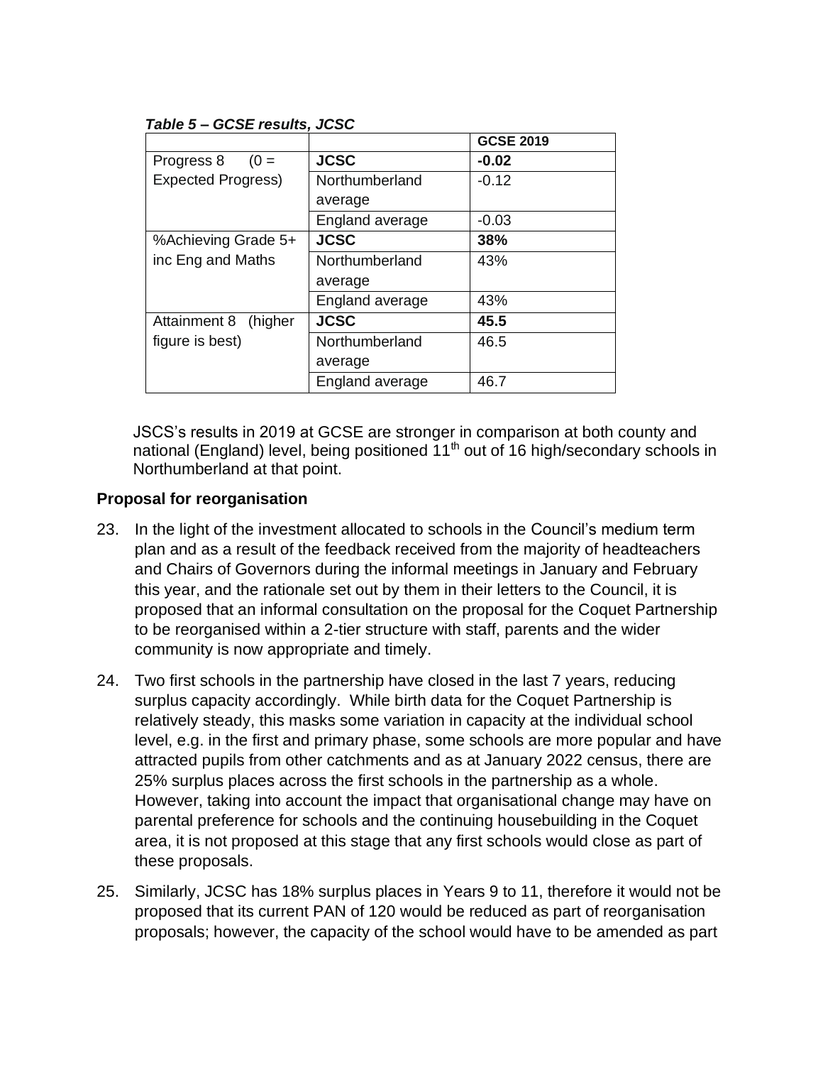*Table 5 – GCSE results, JCSC*

| | | GCSE 2019 |
|---|---|---|
| Progress 8 (0 = Expected Progress) | **JCSC** | **-0.02** |
| | Northumberland average | -0.12 |
| | England average | -0.03 |
| %Achieving Grade 5+ inc Eng and Maths | **JCSC** | **38%** |
| | Northumberland average | 43% |
| | England average | 43% |
| Attainment 8 (higher figure is best) | **JCSC** | **45.5** |
| | Northumberland average | 46.5 |
| | England average | 46.7 |

JSCS's results in 2019 at GCSE are stronger in comparison at both county and national (England) level, being positioned 11th out of 16 high/secondary schools in Northumberland at that point.

**Proposal for reorganisation**

23. In the light of the investment allocated to schools in the Council's medium term plan and as a result of the feedback received from the majority of headteachers and Chairs of Governors during the informal meetings in January and February this year, and the rationale set out by them in their letters to the Council, it is proposed that an informal consultation on the proposal for the Coquet Partnership to be reorganised within a 2-tier structure with staff, parents and the wider community is now appropriate and timely.

24. Two first schools in the partnership have closed in the last 7 years, reducing surplus capacity accordingly. While birth data for the Coquet Partnership is relatively steady, this masks some variation in capacity at the individual school level, e.g. in the first and primary phase, some schools are more popular and have attracted pupils from other catchments and as at January 2022 census, there are 25% surplus places across the first schools in the partnership as a whole. However, taking into account the impact that organisational change may have on parental preference for schools and the continuing housebuilding in the Coquet area, it is not proposed at this stage that any first schools would close as part of these proposals.

25. Similarly, JCSC has 18% surplus places in Years 9 to 11, therefore it would not be proposed that its current PAN of 120 would be reduced as part of reorganisation proposals; however, the capacity of the school would have to be amended as part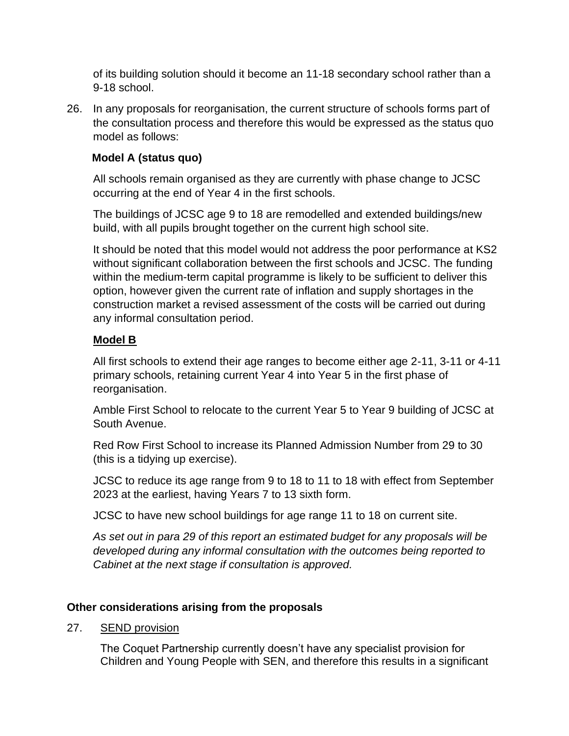of its building solution should it become an 11-18 secondary school rather than a 9-18 school.

26. In any proposals for reorganisation, the current structure of schools forms part of the consultation process and therefore this would be expressed as the status quo model as follows:

**Model A (status quo)**

All schools remain organised as they are currently with phase change to JCSC occurring at the end of Year 4 in the first schools.

The buildings of JCSC age 9 to 18 are remodelled and extended buildings/new build, with all pupils brought together on the current high school site.

It should be noted that this model would not address the poor performance at KS2 without significant collaboration between the first schools and JCSC. The funding within the medium-term capital programme is likely to be sufficient to deliver this option, however given the current rate of inflation and supply shortages in the construction market a revised assessment of the costs will be carried out during any informal consultation period.

**Model B**

All first schools to extend their age ranges to become either age 2-11, 3-11 or 4-11 primary schools, retaining current Year 4 into Year 5 in the first phase of reorganisation.

Amble First School to relocate to the current Year 5 to Year 9 building of JCSC at South Avenue.

Red Row First School to increase its Planned Admission Number from 29 to 30 (this is a tidying up exercise).

JCSC to reduce its age range from 9 to 18 to 11 to 18 with effect from September 2023 at the earliest, having Years 7 to 13 sixth form.

JCSC to have new school buildings for age range 11 to 18 on current site.

*As set out in para 29 of this report an estimated budget for any proposals will be developed during any informal consultation with the outcomes being reported to Cabinet at the next stage if consultation is approved.*

**Other considerations arising from the proposals**

27. SEND provision

The Coquet Partnership currently doesn't have any specialist provision for Children and Young People with SEN, and therefore this results in a significant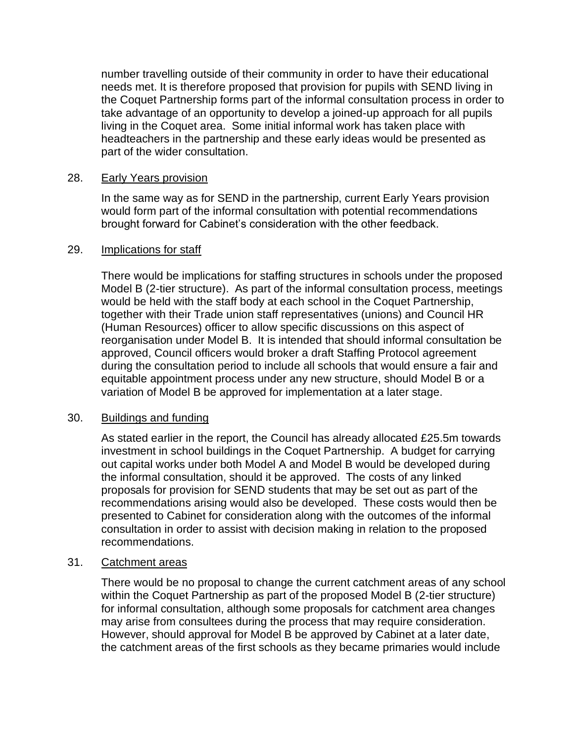number travelling outside of their community in order to have their educational needs met. It is therefore proposed that provision for pupils with SEND living in the Coquet Partnership forms part of the informal consultation process in order to take advantage of an opportunity to develop a joined-up approach for all pupils living in the Coquet area. Some initial informal work has taken place with headteachers in the partnership and these early ideas would be presented as part of the wider consultation.

28. Early Years provision

In the same way as for SEND in the partnership, current Early Years provision would form part of the informal consultation with potential recommendations brought forward for Cabinet's consideration with the other feedback.

29. Implications for staff

There would be implications for staffing structures in schools under the proposed Model B (2-tier structure). As part of the informal consultation process, meetings would be held with the staff body at each school in the Coquet Partnership, together with their Trade union staff representatives (unions) and Council HR (Human Resources) officer to allow specific discussions on this aspect of reorganisation under Model B. It is intended that should informal consultation be approved, Council officers would broker a draft Staffing Protocol agreement during the consultation period to include all schools that would ensure a fair and equitable appointment process under any new structure, should Model B or a variation of Model B be approved for implementation at a later stage.

30. Buildings and funding

As stated earlier in the report, the Council has already allocated £25.5m towards investment in school buildings in the Coquet Partnership. A budget for carrying out capital works under both Model A and Model B would be developed during the informal consultation, should it be approved. The costs of any linked proposals for provision for SEND students that may be set out as part of the recommendations arising would also be developed. These costs would then be presented to Cabinet for consideration along with the outcomes of the informal consultation in order to assist with decision making in relation to the proposed recommendations.

31. Catchment areas

There would be no proposal to change the current catchment areas of any school within the Coquet Partnership as part of the proposed Model B (2-tier structure) for informal consultation, although some proposals for catchment area changes may arise from consultees during the process that may require consideration. However, should approval for Model B be approved by Cabinet at a later date, the catchment areas of the first schools as they became primaries would include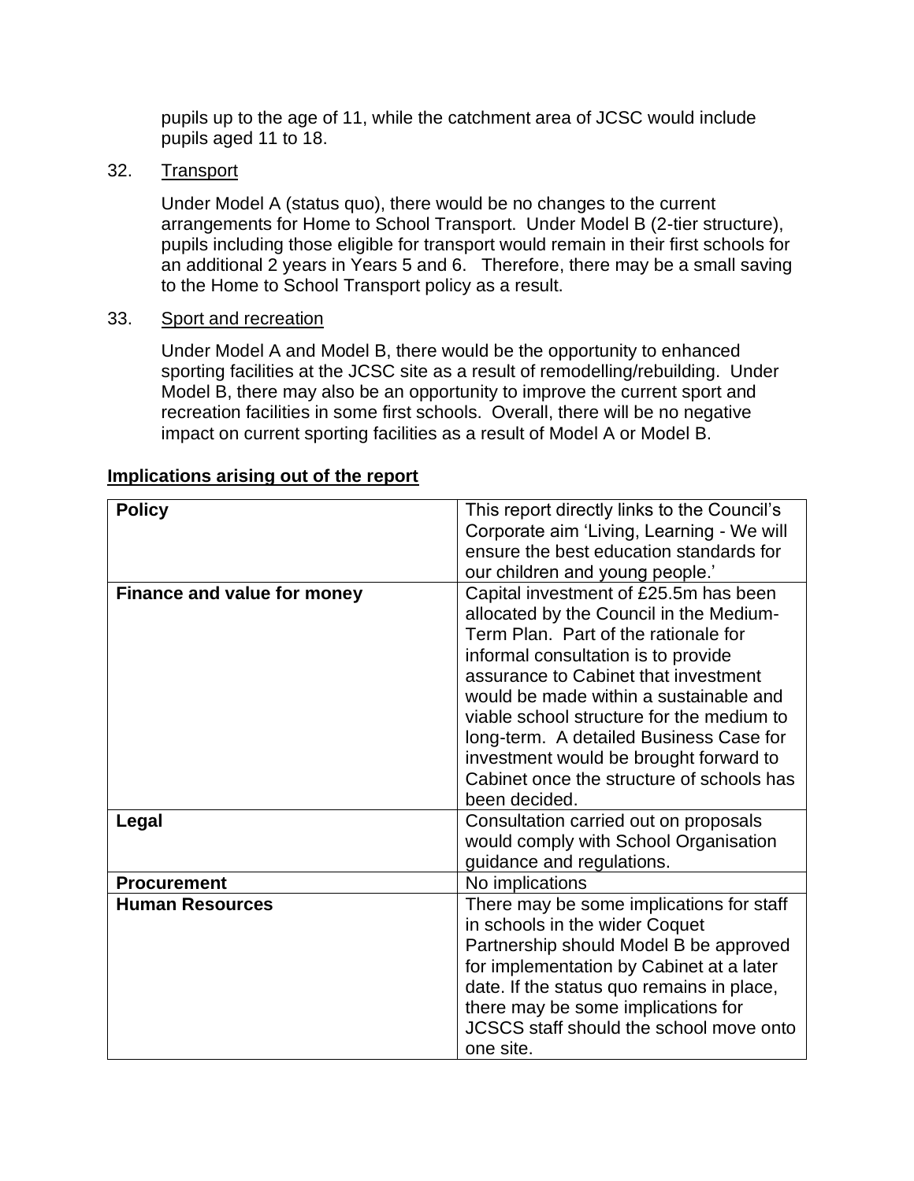pupils up to the age of 11, while the catchment area of JCSC would include pupils aged 11 to 18.

32. Transport

Under Model A (status quo), there would be no changes to the current arrangements for Home to School Transport. Under Model B (2-tier structure), pupils including those eligible for transport would remain in their first schools for an additional 2 years in Years 5 and 6. Therefore, there may be a small saving to the Home to School Transport policy as a result.

33. Sport and recreation

Under Model A and Model B, there would be the opportunity to enhanced sporting facilities at the JCSC site as a result of remodelling/rebuilding. Under Model B, there may also be an opportunity to improve the current sport and recreation facilities in some first schools. Overall, there will be no negative impact on current sporting facilities as a result of Model A or Model B.

## Implications arising out of the report

| | |
|---|---|
| **Policy** | This report directly links to the Council's Corporate aim 'Living, Learning - We will ensure the best education standards for our children and young people.' |
| **Finance and value for money** | Capital investment of £25.5m has been allocated by the Council in the Medium-Term Plan. Part of the rationale for informal consultation is to provide assurance to Cabinet that investment would be made within a sustainable and viable school structure for the medium to long-term. A detailed Business Case for investment would be brought forward to Cabinet once the structure of schools has been decided. |
| **Legal** | Consultation carried out on proposals would comply with School Organisation guidance and regulations. |
| **Procurement** | No implications |
| **Human Resources** | There may be some implications for staff in schools in the wider Coquet Partnership should Model B be approved for implementation by Cabinet at a later date. If the status quo remains in place, there may be some implications for JCSCS staff should the school move onto one site. |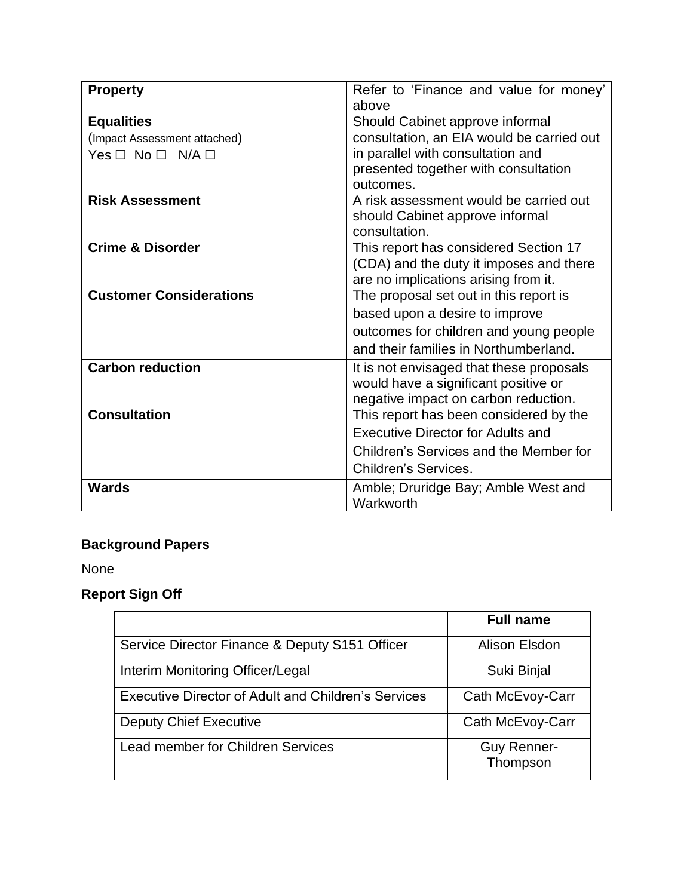| **Property** | Refer to 'Finance and value for money' above |
|---|---|
| **Equalities**<br>(Impact Assessment attached)<br>Yes ☐ No ☐ N/A ☐ | Should Cabinet approve informal consultation, an EIA would be carried out in parallel with consultation and presented together with consultation outcomes. |
| **Risk Assessment** | A risk assessment would be carried out should Cabinet approve informal consultation. |
| **Crime & Disorder** | This report has considered Section 17 (CDA) and the duty it imposes and there are no implications arising from it. |
| **Customer Considerations** | The proposal set out in this report is based upon a desire to improve outcomes for children and young people and their families in Northumberland. |
| **Carbon reduction** | It is not envisaged that these proposals would have a significant positive or negative impact on carbon reduction. |
| **Consultation** | This report has been considered by the Executive Director for Adults and Children's Services and the Member for Children's Services. |
| **Wards** | Amble; Druridge Bay; Amble West and Warkworth |

**Background Papers**

None

**Report Sign Off**

| | **Full name** |
|---|---|
| Service Director Finance & Deputy S151 Officer | Alison Elsdon |
| Interim Monitoring Officer/Legal | Suki Binjal |
| Executive Director of Adult and Children's Services | Cath McEvoy-Carr |
| Deputy Chief Executive | Cath McEvoy-Carr |
| Lead member for Children Services | Guy Renner-Thompson |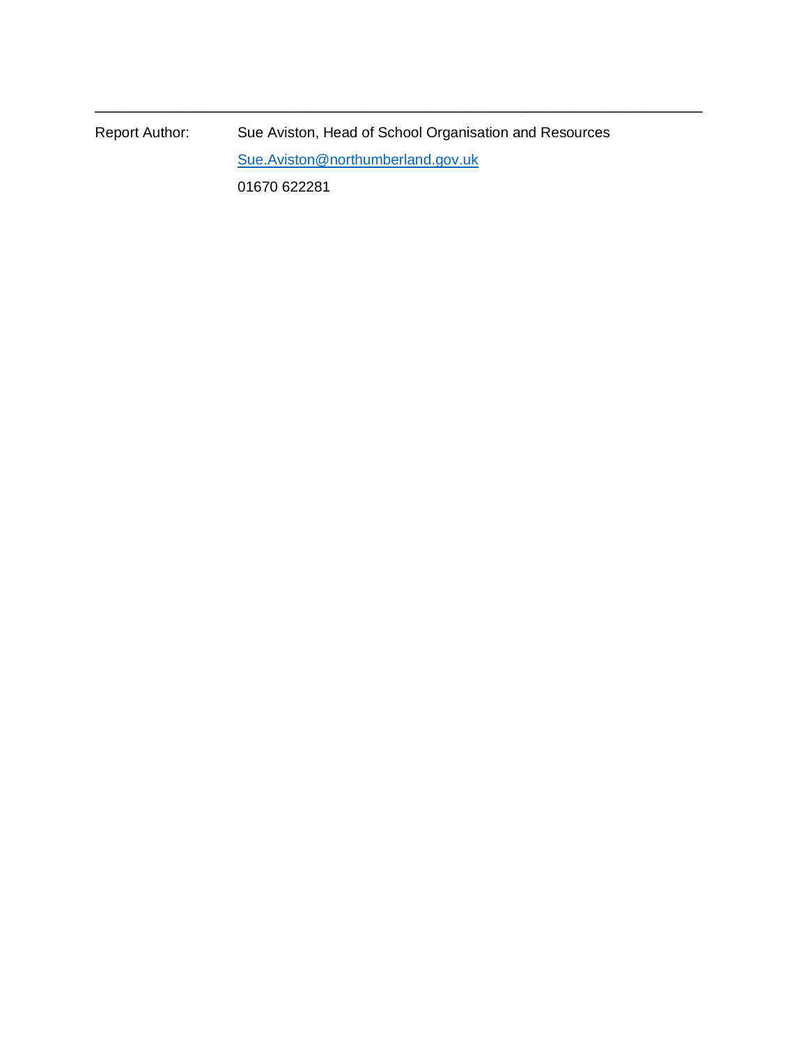---

| | |
|---|---|
| Report Author: | Sue Aviston, Head of School Organisation and Resources |
| | Sue.Aviston@northumberland.gov.uk |
| | 01670 622281 |